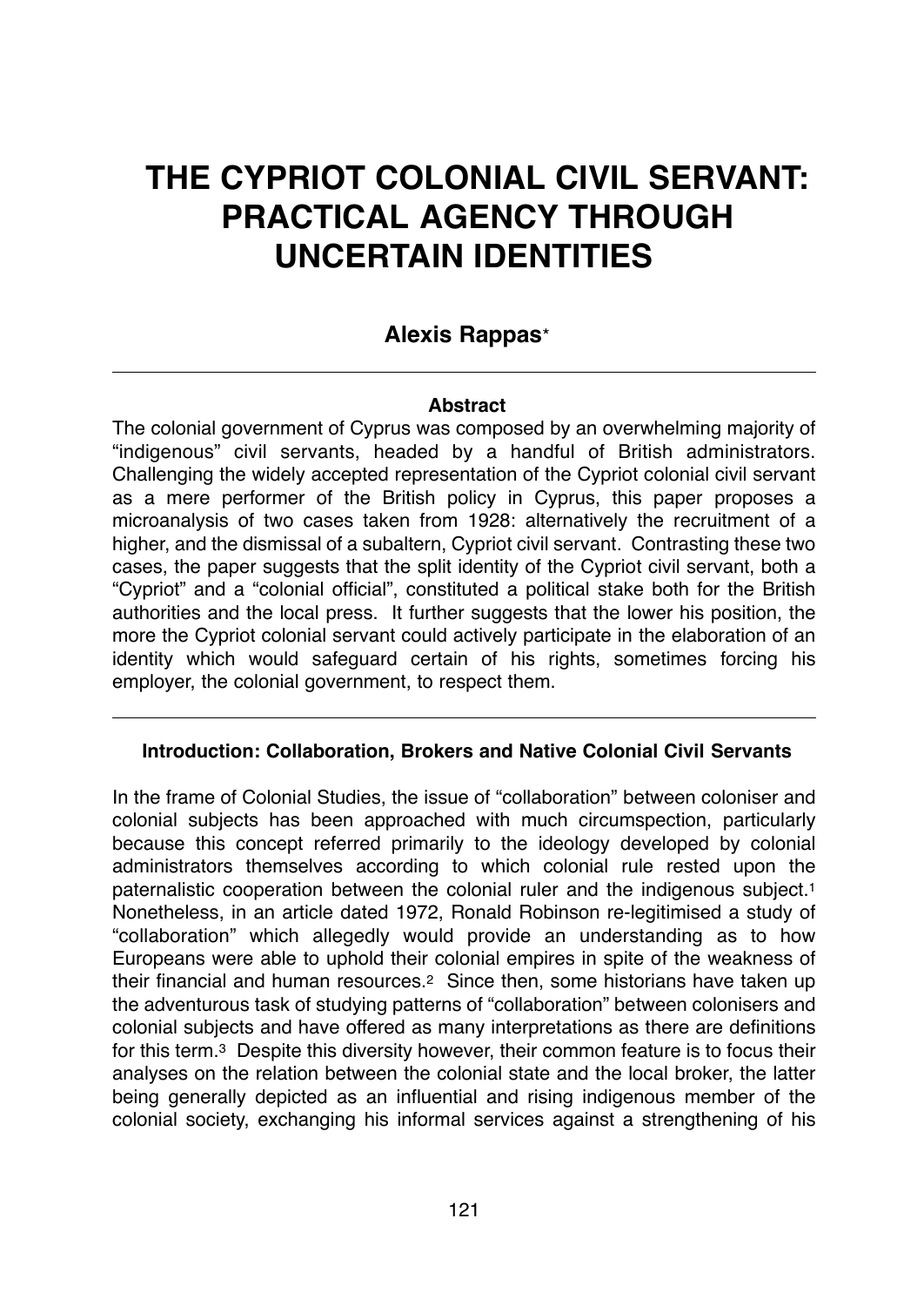# THE CYPRIOT COLONIAL CIVIL SERVANT: PRACTICAL AGENCY THROUGH UNCERTAIN IDENTITIES

**Alexis Rappas***

---

**Abstract**

The colonial government of Cyprus was composed by an overwhelming majority of "indigenous" civil servants, headed by a handful of British administrators. Challenging the widely accepted representation of the Cypriot colonial civil servant as a mere performer of the British policy in Cyprus, this paper proposes a microanalysis of two cases taken from 1928: alternatively the recruitment of a higher, and the dismissal of a subaltern, Cypriot civil servant. Contrasting these two cases, the paper suggests that the split identity of the Cypriot civil servant, both a "Cypriot" and a "colonial official", constituted a political stake both for the British authorities and the local press. It further suggests that the lower his position, the more the Cypriot colonial servant could actively participate in the elaboration of an identity which would safeguard certain of his rights, sometimes forcing his employer, the colonial government, to respect them.

---

### Introduction: Collaboration, Brokers and Native Colonial Civil Servants

In the frame of Colonial Studies, the issue of "collaboration" between coloniser and colonial subjects has been approached with much circumspection, particularly because this concept referred primarily to the ideology developed by colonial administrators themselves according to which colonial rule rested upon the paternalistic cooperation between the colonial ruler and the indigenous subject.[1] Nonetheless, in an article dated 1972, Ronald Robinson re-legitimised a study of "collaboration" which allegedly would provide an understanding as to how Europeans were able to uphold their colonial empires in spite of the weakness of their financial and human resources.[2] Since then, some historians have taken up the adventurous task of studying patterns of "collaboration" between colonisers and colonial subjects and have offered as many interpretations as there are definitions for this term.[3] Despite this diversity however, their common feature is to focus their analyses on the relation between the colonial state and the local broker, the latter being generally depicted as an influential and rising indigenous member of the colonial society, exchanging his informal services against a strengthening of his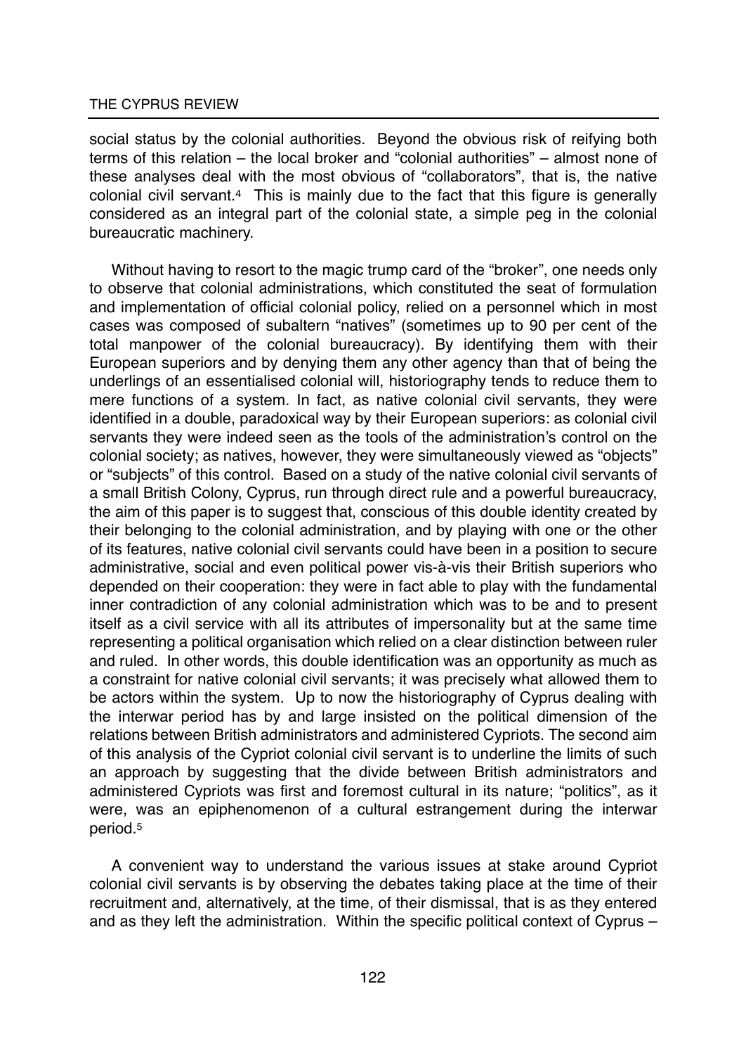social status by the colonial authorities. Beyond the obvious risk of reifying both terms of this relation – the local broker and "colonial authorities" – almost none of these analyses deal with the most obvious of "collaborators", that is, the native colonial civil servant.[4] This is mainly due to the fact that this figure is generally considered as an integral part of the colonial state, a simple peg in the colonial bureaucratic machinery.

Without having to resort to the magic trump card of the "broker", one needs only to observe that colonial administrations, which constituted the seat of formulation and implementation of official colonial policy, relied on a personnel which in most cases was composed of subaltern "natives" (sometimes up to 90 per cent of the total manpower of the colonial bureaucracy). By identifying them with their European superiors and by denying them any other agency than that of being the underlings of an essentialised colonial will, historiography tends to reduce them to mere functions of a system. In fact, as native colonial civil servants, they were identified in a double, paradoxical way by their European superiors: as colonial civil servants they were indeed seen as the tools of the administration's control on the colonial society; as natives, however, they were simultaneously viewed as "objects" or "subjects" of this control. Based on a study of the native colonial civil servants of a small British Colony, Cyprus, run through direct rule and a powerful bureaucracy, the aim of this paper is to suggest that, conscious of this double identity created by their belonging to the colonial administration, and by playing with one or the other of its features, native colonial civil servants could have been in a position to secure administrative, social and even political power vis-à-vis their British superiors who depended on their cooperation: they were in fact able to play with the fundamental inner contradiction of any colonial administration which was to be and to present itself as a civil service with all its attributes of impersonality but at the same time representing a political organisation which relied on a clear distinction between ruler and ruled. In other words, this double identification was an opportunity as much as a constraint for native colonial civil servants; it was precisely what allowed them to be actors within the system. Up to now the historiography of Cyprus dealing with the interwar period has by and large insisted on the political dimension of the relations between British administrators and administered Cypriots. The second aim of this analysis of the Cypriot colonial civil servant is to underline the limits of such an approach by suggesting that the divide between British administrators and administered Cypriots was first and foremost cultural in its nature; "politics", as it were, was an epiphenomenon of a cultural estrangement during the interwar period.[5]

A convenient way to understand the various issues at stake around Cypriot colonial civil servants is by observing the debates taking place at the time of their recruitment and, alternatively, at the time, of their dismissal, that is as they entered and as they left the administration. Within the specific political context of Cyprus –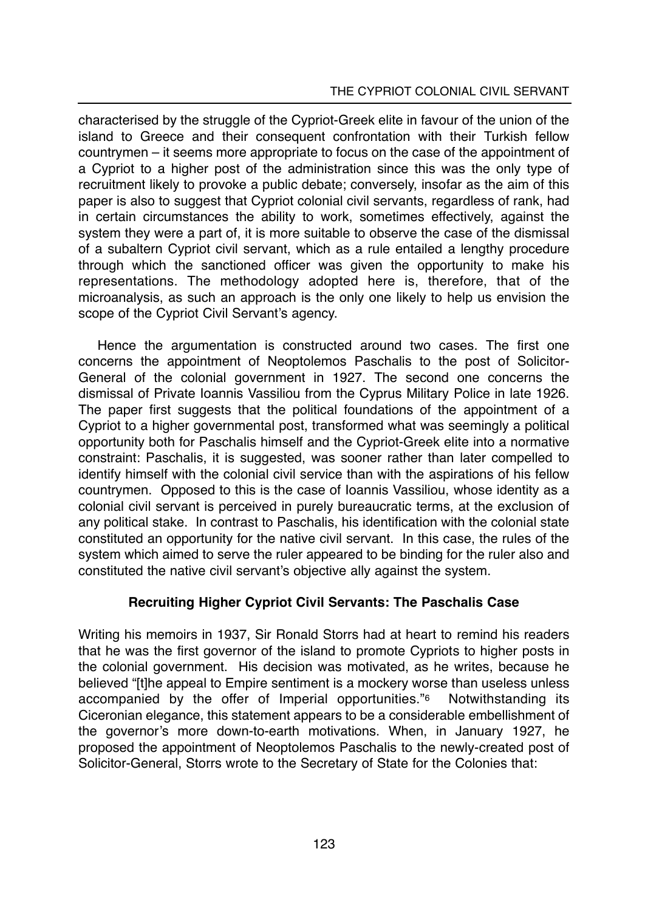characterised by the struggle of the Cypriot-Greek elite in favour of the union of the island to Greece and their consequent confrontation with their Turkish fellow countrymen – it seems more appropriate to focus on the case of the appointment of a Cypriot to a higher post of the administration since this was the only type of recruitment likely to provoke a public debate; conversely, insofar as the aim of this paper is also to suggest that Cypriot colonial civil servants, regardless of rank, had in certain circumstances the ability to work, sometimes effectively, against the system they were a part of, it is more suitable to observe the case of the dismissal of a subaltern Cypriot civil servant, which as a rule entailed a lengthy procedure through which the sanctioned officer was given the opportunity to make his representations. The methodology adopted here is, therefore, that of the microanalysis, as such an approach is the only one likely to help us envision the scope of the Cypriot Civil Servant's agency.

Hence the argumentation is constructed around two cases. The first one concerns the appointment of Neoptolemos Paschalis to the post of Solicitor-General of the colonial government in 1927. The second one concerns the dismissal of Private Ioannis Vassiliou from the Cyprus Military Police in late 1926. The paper first suggests that the political foundations of the appointment of a Cypriot to a higher governmental post, transformed what was seemingly a political opportunity both for Paschalis himself and the Cypriot-Greek elite into a normative constraint: Paschalis, it is suggested, was sooner rather than later compelled to identify himself with the colonial civil service than with the aspirations of his fellow countrymen. Opposed to this is the case of Ioannis Vassiliou, whose identity as a colonial civil servant is perceived in purely bureaucratic terms, at the exclusion of any political stake. In contrast to Paschalis, his identification with the colonial state constituted an opportunity for the native civil servant. In this case, the rules of the system which aimed to serve the ruler appeared to be binding for the ruler also and constituted the native civil servant's objective ally against the system.

## Recruiting Higher Cypriot Civil Servants: The Paschalis Case

Writing his memoirs in 1937, Sir Ronald Storrs had at heart to remind his readers that he was the first governor of the island to promote Cypriots to higher posts in the colonial government. His decision was motivated, as he writes, because he believed "[t]he appeal to Empire sentiment is a mockery worse than useless unless accompanied by the offer of Imperial opportunities."[6] Notwithstanding its Ciceronian elegance, this statement appears to be a considerable embellishment of the governor's more down-to-earth motivations. When, in January 1927, he proposed the appointment of Neoptolemos Paschalis to the newly-created post of Solicitor-General, Storrs wrote to the Secretary of State for the Colonies that: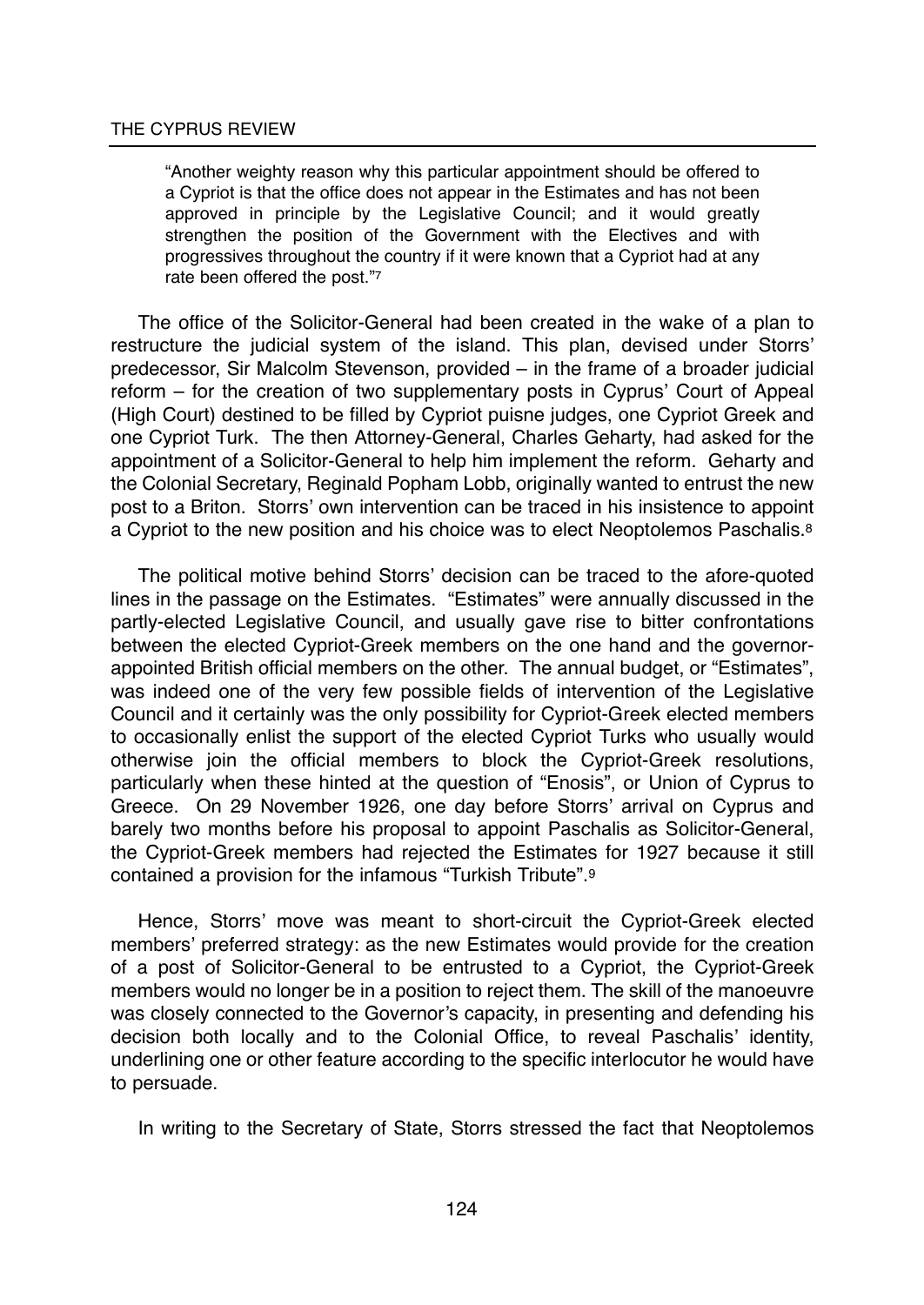> "Another weighty reason why this particular appointment should be offered to a Cypriot is that the office does not appear in the Estimates and has not been approved in principle by the Legislative Council; and it would greatly strengthen the position of the Government with the Electives and with progressives throughout the country if it were known that a Cypriot had at any rate been offered the post."[7]

The office of the Solicitor-General had been created in the wake of a plan to restructure the judicial system of the island. This plan, devised under Storrs' predecessor, Sir Malcolm Stevenson, provided – in the frame of a broader judicial reform – for the creation of two supplementary posts in Cyprus' Court of Appeal (High Court) destined to be filled by Cypriot puisne judges, one Cypriot Greek and one Cypriot Turk. The then Attorney-General, Charles Geharty, had asked for the appointment of a Solicitor-General to help him implement the reform. Geharty and the Colonial Secretary, Reginald Popham Lobb, originally wanted to entrust the new post to a Briton. Storrs' own intervention can be traced in his insistence to appoint a Cypriot to the new position and his choice was to elect Neoptolemos Paschalis.[8]

The political motive behind Storrs' decision can be traced to the afore-quoted lines in the passage on the Estimates. "Estimates" were annually discussed in the partly-elected Legislative Council, and usually gave rise to bitter confrontations between the elected Cypriot-Greek members on the one hand and the governor-appointed British official members on the other. The annual budget, or "Estimates", was indeed one of the very few possible fields of intervention of the Legislative Council and it certainly was the only possibility for Cypriot-Greek elected members to occasionally enlist the support of the elected Cypriot Turks who usually would otherwise join the official members to block the Cypriot-Greek resolutions, particularly when these hinted at the question of "Enosis", or Union of Cyprus to Greece. On 29 November 1926, one day before Storrs' arrival on Cyprus and barely two months before his proposal to appoint Paschalis as Solicitor-General, the Cypriot-Greek members had rejected the Estimates for 1927 because it still contained a provision for the infamous "Turkish Tribute".[9]

Hence, Storrs' move was meant to short-circuit the Cypriot-Greek elected members' preferred strategy: as the new Estimates would provide for the creation of a post of Solicitor-General to be entrusted to a Cypriot, the Cypriot-Greek members would no longer be in a position to reject them. The skill of the manoeuvre was closely connected to the Governor's capacity, in presenting and defending his decision both locally and to the Colonial Office, to reveal Paschalis' identity, underlining one or other feature according to the specific interlocutor he would have to persuade.

In writing to the Secretary of State, Storrs stressed the fact that Neoptolemos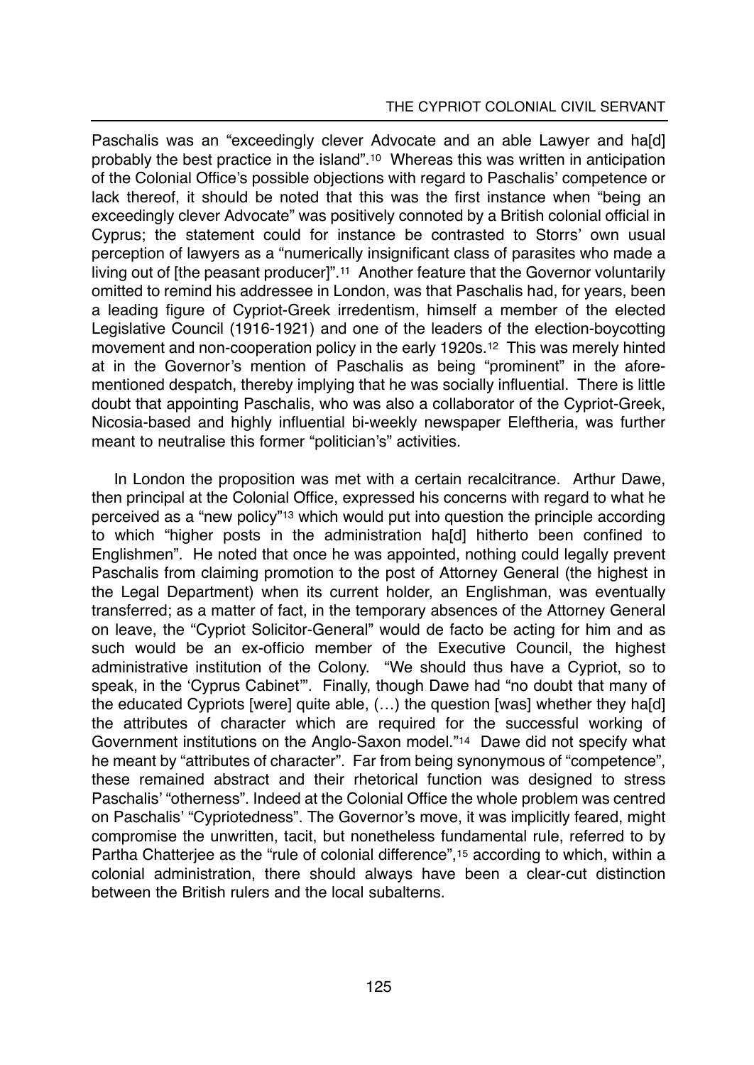Paschalis was an "exceedingly clever Advocate and an able Lawyer and ha[d] probably the best practice in the island".[10] Whereas this was written in anticipation of the Colonial Office's possible objections with regard to Paschalis' competence or lack thereof, it should be noted that this was the first instance when "being an exceedingly clever Advocate" was positively connoted by a British colonial official in Cyprus; the statement could for instance be contrasted to Storrs' own usual perception of lawyers as a "numerically insignificant class of parasites who made a living out of [the peasant producer]".[11] Another feature that the Governor voluntarily omitted to remind his addressee in London, was that Paschalis had, for years, been a leading figure of Cypriot-Greek irredentism, himself a member of the elected Legislative Council (1916-1921) and one of the leaders of the election-boycotting movement and non-cooperation policy in the early 1920s.[12] This was merely hinted at in the Governor's mention of Paschalis as being "prominent" in the afore-mentioned despatch, thereby implying that he was socially influential. There is little doubt that appointing Paschalis, who was also a collaborator of the Cypriot-Greek, Nicosia-based and highly influential bi-weekly newspaper Eleftheria, was further meant to neutralise this former "politician's" activities.

In London the proposition was met with a certain recalcitrance. Arthur Dawe, then principal at the Colonial Office, expressed his concerns with regard to what he perceived as a "new policy"[13] which would put into question the principle according to which "higher posts in the administration ha[d] hitherto been confined to Englishmen". He noted that once he was appointed, nothing could legally prevent Paschalis from claiming promotion to the post of Attorney General (the highest in the Legal Department) when its current holder, an Englishman, was eventually transferred; as a matter of fact, in the temporary absences of the Attorney General on leave, the "Cypriot Solicitor-General" would de facto be acting for him and as such would be an ex-officio member of the Executive Council, the highest administrative institution of the Colony. "We should thus have a Cypriot, so to speak, in the 'Cyprus Cabinet'". Finally, though Dawe had "no doubt that many of the educated Cypriots [were] quite able, (…) the question [was] whether they ha[d] the attributes of character which are required for the successful working of Government institutions on the Anglo-Saxon model."[14] Dawe did not specify what he meant by "attributes of character". Far from being synonymous of "competence", these remained abstract and their rhetorical function was designed to stress Paschalis' "otherness". Indeed at the Colonial Office the whole problem was centred on Paschalis' "Cypriotedness". The Governor's move, it was implicitly feared, might compromise the unwritten, tacit, but nonetheless fundamental rule, referred to by Partha Chatterjee as the "rule of colonial difference",[15] according to which, within a colonial administration, there should always have been a clear-cut distinction between the British rulers and the local subalterns.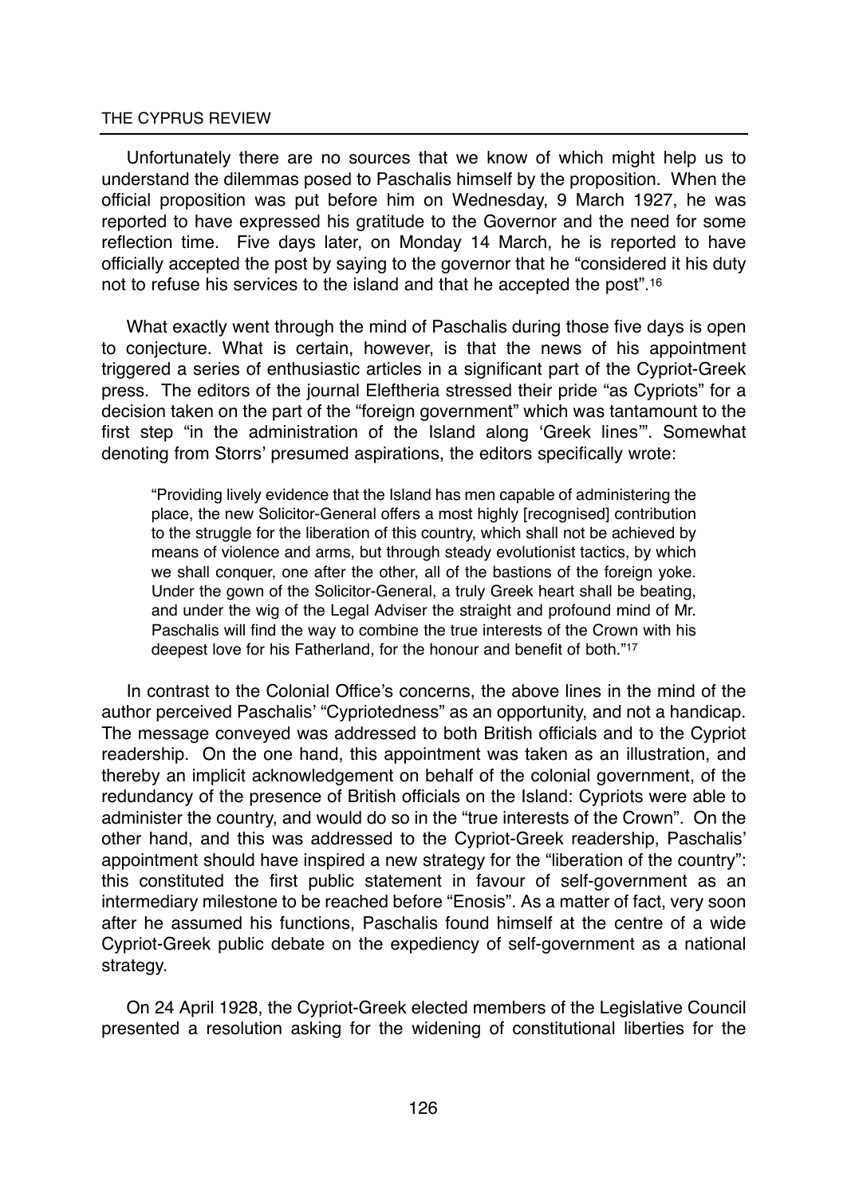Unfortunately there are no sources that we know of which might help us to understand the dilemmas posed to Paschalis himself by the proposition. When the official proposition was put before him on Wednesday, 9 March 1927, he was reported to have expressed his gratitude to the Governor and the need for some reflection time. Five days later, on Monday 14 March, he is reported to have officially accepted the post by saying to the governor that he "considered it his duty not to refuse his services to the island and that he accepted the post".[16]

What exactly went through the mind of Paschalis during those five days is open to conjecture. What is certain, however, is that the news of his appointment triggered a series of enthusiastic articles in a significant part of the Cypriot-Greek press. The editors of the journal Eleftheria stressed their pride "as Cypriots" for a decision taken on the part of the "foreign government" which was tantamount to the first step "in the administration of the Island along 'Greek lines'". Somewhat denoting from Storrs' presumed aspirations, the editors specifically wrote:

> "Providing lively evidence that the Island has men capable of administering the place, the new Solicitor-General offers a most highly [recognised] contribution to the struggle for the liberation of this country, which shall not be achieved by means of violence and arms, but through steady evolutionist tactics, by which we shall conquer, one after the other, all of the bastions of the foreign yoke. Under the gown of the Solicitor-General, a truly Greek heart shall be beating, and under the wig of the Legal Adviser the straight and profound mind of Mr. Paschalis will find the way to combine the true interests of the Crown with his deepest love for his Fatherland, for the honour and benefit of both."[17]

In contrast to the Colonial Office's concerns, the above lines in the mind of the author perceived Paschalis' "Cypriotedness" as an opportunity, and not a handicap. The message conveyed was addressed to both British officials and to the Cypriot readership. On the one hand, this appointment was taken as an illustration, and thereby an implicit acknowledgement on behalf of the colonial government, of the redundancy of the presence of British officials on the Island: Cypriots were able to administer the country, and would do so in the "true interests of the Crown". On the other hand, and this was addressed to the Cypriot-Greek readership, Paschalis' appointment should have inspired a new strategy for the "liberation of the country": this constituted the first public statement in favour of self-government as an intermediary milestone to be reached before "Enosis". As a matter of fact, very soon after he assumed his functions, Paschalis found himself at the centre of a wide Cypriot-Greek public debate on the expediency of self-government as a national strategy.

On 24 April 1928, the Cypriot-Greek elected members of the Legislative Council presented a resolution asking for the widening of constitutional liberties for the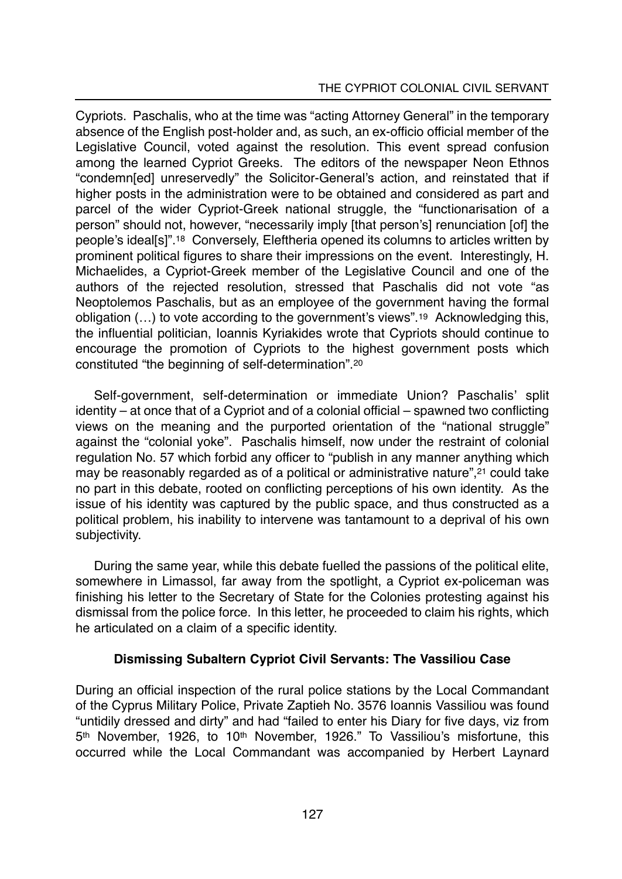Cypriots. Paschalis, who at the time was "acting Attorney General" in the temporary absence of the English post-holder and, as such, an ex-officio official member of the Legislative Council, voted against the resolution. This event spread confusion among the learned Cypriot Greeks. The editors of the newspaper Neon Ethnos "condemn[ed] unreservedly" the Solicitor-General's action, and reinstated that if higher posts in the administration were to be obtained and considered as part and parcel of the wider Cypriot-Greek national struggle, the "functionarisation of a person" should not, however, "necessarily imply [that person's] renunciation [of] the people's ideal[s]".[18] Conversely, Eleftheria opened its columns to articles written by prominent political figures to share their impressions on the event. Interestingly, H. Michaelides, a Cypriot-Greek member of the Legislative Council and one of the authors of the rejected resolution, stressed that Paschalis did not vote "as Neoptolemos Paschalis, but as an employee of the government having the formal obligation (…) to vote according to the government's views".[19] Acknowledging this, the influential politician, Ioannis Kyriakides wrote that Cypriots should continue to encourage the promotion of Cypriots to the highest government posts which constituted "the beginning of self-determination".[20]

Self-government, self-determination or immediate Union? Paschalis' split identity – at once that of a Cypriot and of a colonial official – spawned two conflicting views on the meaning and the purported orientation of the "national struggle" against the "colonial yoke". Paschalis himself, now under the restraint of colonial regulation No. 57 which forbid any officer to "publish in any manner anything which may be reasonably regarded as of a political or administrative nature",[21] could take no part in this debate, rooted on conflicting perceptions of his own identity. As the issue of his identity was captured by the public space, and thus constructed as a political problem, his inability to intervene was tantamount to a deprival of his own subjectivity.

During the same year, while this debate fuelled the passions of the political elite, somewhere in Limassol, far away from the spotlight, a Cypriot ex-policeman was finishing his letter to the Secretary of State for the Colonies protesting against his dismissal from the police force. In this letter, he proceeded to claim his rights, which he articulated on a claim of a specific identity.

### Dismissing Subaltern Cypriot Civil Servants: The Vassiliou Case

During an official inspection of the rural police stations by the Local Commandant of the Cyprus Military Police, Private Zaptieh No. 3576 Ioannis Vassiliou was found "untidily dressed and dirty" and had "failed to enter his Diary for five days, viz from 5th November, 1926, to 10th November, 1926." To Vassiliou's misfortune, this occurred while the Local Commandant was accompanied by Herbert Laynard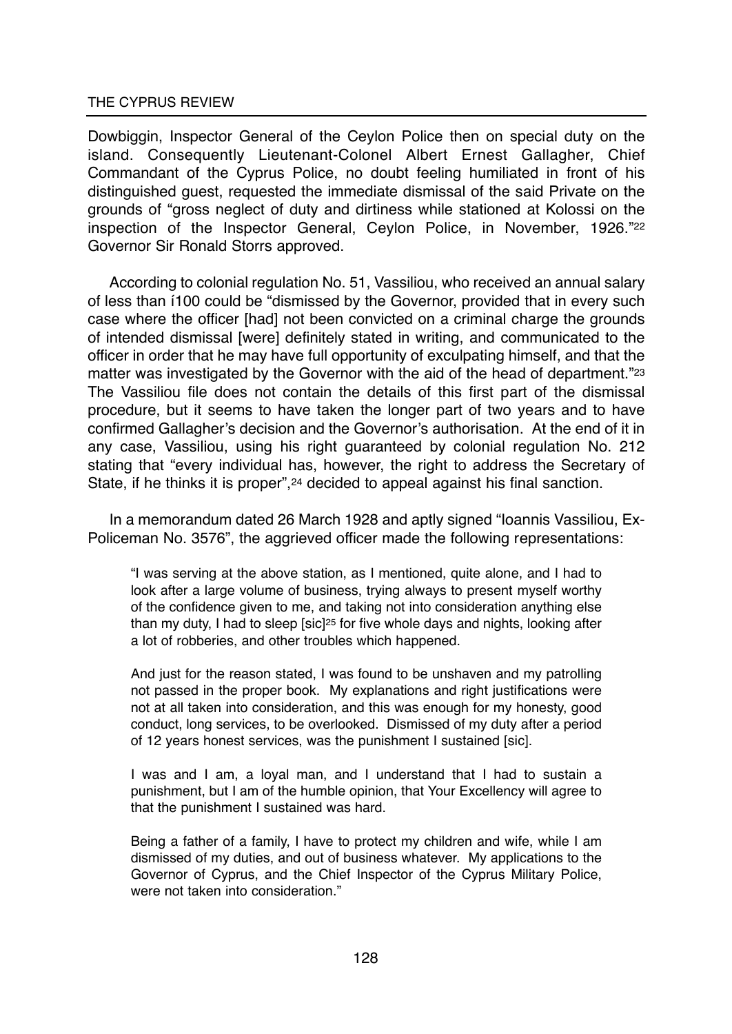Dowbiggin, Inspector General of the Ceylon Police then on special duty on the island. Consequently Lieutenant-Colonel Albert Ernest Gallagher, Chief Commandant of the Cyprus Police, no doubt feeling humiliated in front of his distinguished guest, requested the immediate dismissal of the said Private on the grounds of "gross neglect of duty and dirtiness while stationed at Kolossi on the inspection of the Inspector General, Ceylon Police, in November, 1926."[22] Governor Sir Ronald Storrs approved.

According to colonial regulation No. 51, Vassiliou, who received an annual salary of less than í100 could be "dismissed by the Governor, provided that in every such case where the officer [had] not been convicted on a criminal charge the grounds of intended dismissal [were] definitely stated in writing, and communicated to the officer in order that he may have full opportunity of exculpating himself, and that the matter was investigated by the Governor with the aid of the head of department."[23] The Vassiliou file does not contain the details of this first part of the dismissal procedure, but it seems to have taken the longer part of two years and to have confirmed Gallagher's decision and the Governor's authorisation. At the end of it in any case, Vassiliou, using his right guaranteed by colonial regulation No. 212 stating that "every individual has, however, the right to address the Secretary of State, if he thinks it is proper",[24] decided to appeal against his final sanction.

In a memorandum dated 26 March 1928 and aptly signed "Ioannis Vassiliou, Ex-Policeman No. 3576", the aggrieved officer made the following representations:

> "I was serving at the above station, as I mentioned, quite alone, and I had to look after a large volume of business, trying always to present myself worthy of the confidence given to me, and taking not into consideration anything else than my duty, I had to sleep [sic][25] for five whole days and nights, looking after a lot of robberies, and other troubles which happened.
>
> And just for the reason stated, I was found to be unshaven and my patrolling not passed in the proper book. My explanations and right justifications were not at all taken into consideration, and this was enough for my honesty, good conduct, long services, to be overlooked. Dismissed of my duty after a period of 12 years honest services, was the punishment I sustained [sic].
>
> I was and I am, a loyal man, and I understand that I had to sustain a punishment, but I am of the humble opinion, that Your Excellency will agree to that the punishment I sustained was hard.
>
> Being a father of a family, I have to protect my children and wife, while I am dismissed of my duties, and out of business whatever. My applications to the Governor of Cyprus, and the Chief Inspector of the Cyprus Military Police, were not taken into consideration."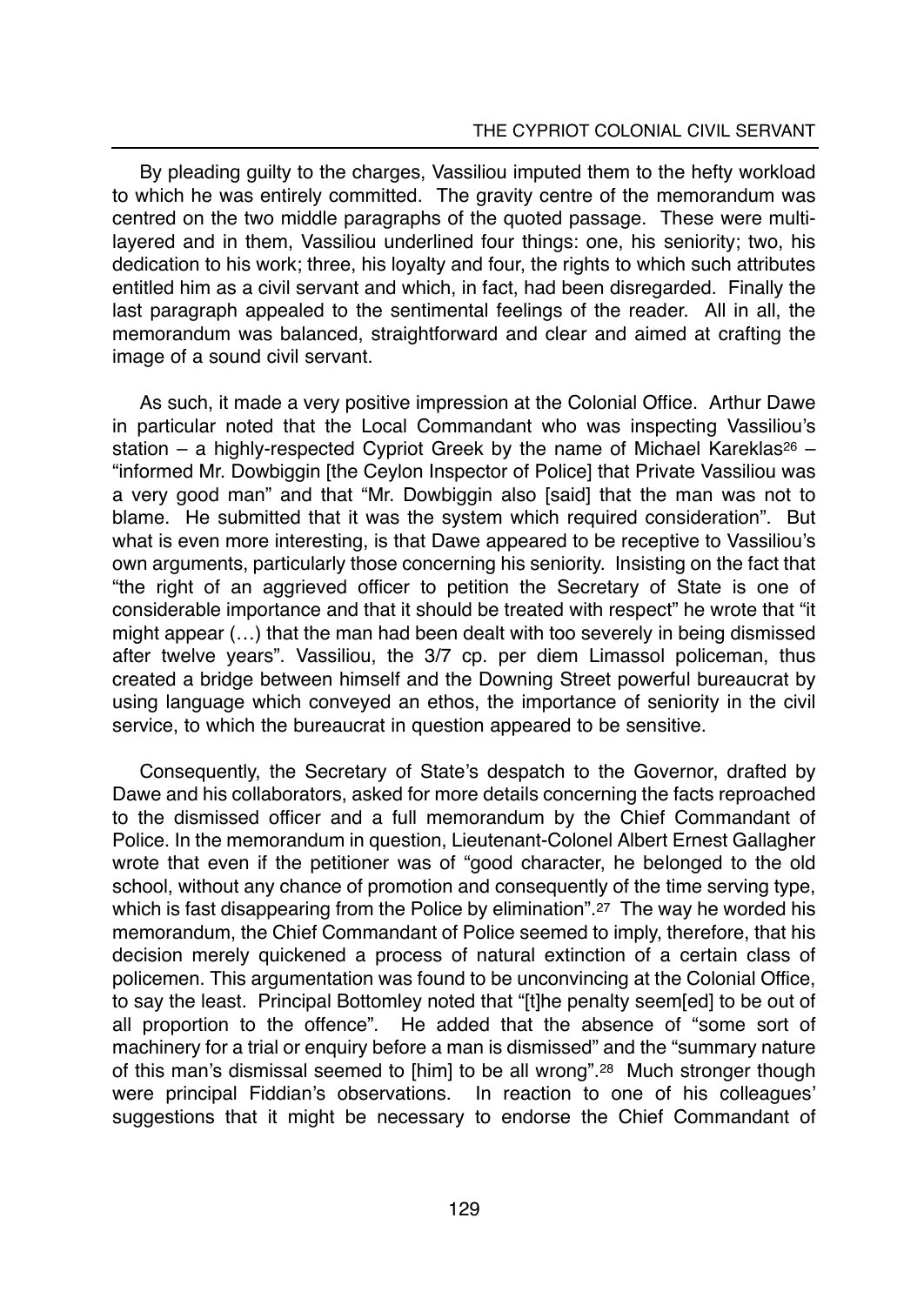By pleading guilty to the charges, Vassiliou imputed them to the hefty workload to which he was entirely committed. The gravity centre of the memorandum was centred on the two middle paragraphs of the quoted passage. These were multi-layered and in them, Vassiliou underlined four things: one, his seniority; two, his dedication to his work; three, his loyalty and four, the rights to which such attributes entitled him as a civil servant and which, in fact, had been disregarded. Finally the last paragraph appealed to the sentimental feelings of the reader. All in all, the memorandum was balanced, straightforward and clear and aimed at crafting the image of a sound civil servant.

As such, it made a very positive impression at the Colonial Office. Arthur Dawe in particular noted that the Local Commandant who was inspecting Vassiliou's station – a highly-respected Cypriot Greek by the name of Michael Kareklas[26] – "informed Mr. Dowbiggin [the Ceylon Inspector of Police] that Private Vassiliou was a very good man" and that "Mr. Dowbiggin also [said] that the man was not to blame. He submitted that it was the system which required consideration". But what is even more interesting, is that Dawe appeared to be receptive to Vassiliou's own arguments, particularly those concerning his seniority. Insisting on the fact that "the right of an aggrieved officer to petition the Secretary of State is one of considerable importance and that it should be treated with respect" he wrote that "it might appear (…) that the man had been dealt with too severely in being dismissed after twelve years". Vassiliou, the 3/7 cp. per diem Limassol policeman, thus created a bridge between himself and the Downing Street powerful bureaucrat by using language which conveyed an ethos, the importance of seniority in the civil service, to which the bureaucrat in question appeared to be sensitive.

Consequently, the Secretary of State's despatch to the Governor, drafted by Dawe and his collaborators, asked for more details concerning the facts reproached to the dismissed officer and a full memorandum by the Chief Commandant of Police. In the memorandum in question, Lieutenant-Colonel Albert Ernest Gallagher wrote that even if the petitioner was of "good character, he belonged to the old school, without any chance of promotion and consequently of the time serving type, which is fast disappearing from the Police by elimination".[27] The way he worded his memorandum, the Chief Commandant of Police seemed to imply, therefore, that his decision merely quickened a process of natural extinction of a certain class of policemen. This argumentation was found to be unconvincing at the Colonial Office, to say the least. Principal Bottomley noted that "[t]he penalty seem[ed] to be out of all proportion to the offence". He added that the absence of "some sort of machinery for a trial or enquiry before a man is dismissed" and the "summary nature of this man's dismissal seemed to [him] to be all wrong".[28] Much stronger though were principal Fiddian's observations. In reaction to one of his colleagues' suggestions that it might be necessary to endorse the Chief Commandant of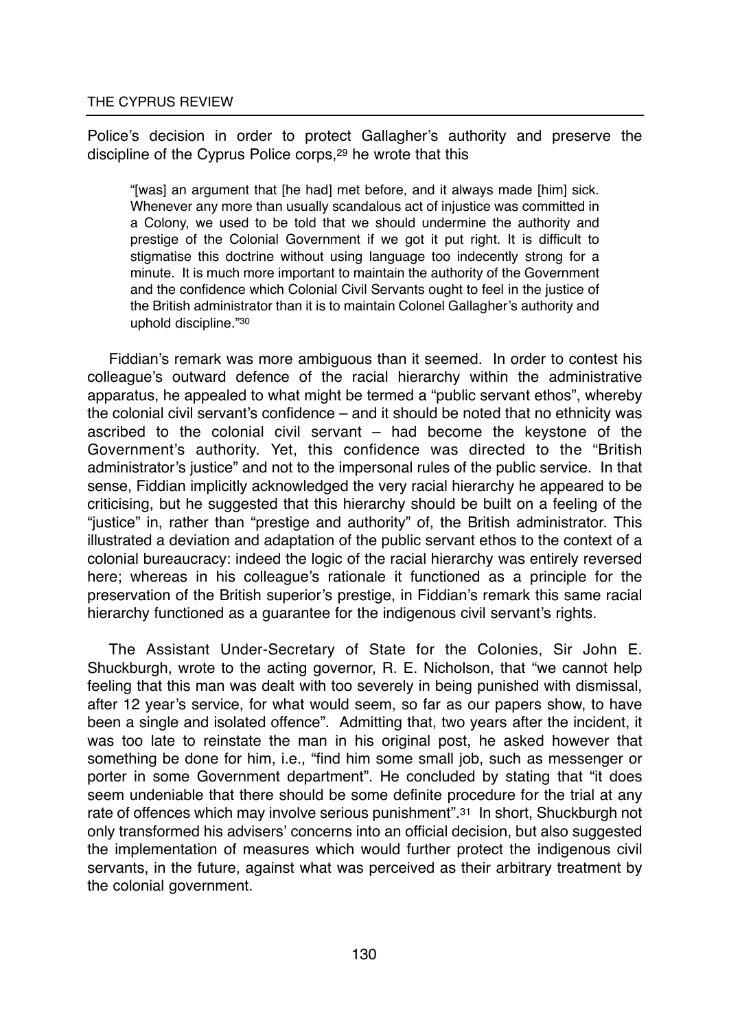Police's decision in order to protect Gallagher's authority and preserve the discipline of the Cyprus Police corps,[29] he wrote that this

> "[was] an argument that [he had] met before, and it always made [him] sick. Whenever any more than usually scandalous act of injustice was committed in a Colony, we used to be told that we should undermine the authority and prestige of the Colonial Government if we got it put right. It is difficult to stigmatise this doctrine without using language too indecently strong for a minute. It is much more important to maintain the authority of the Government and the confidence which Colonial Civil Servants ought to feel in the justice of the British administrator than it is to maintain Colonel Gallagher's authority and uphold discipline."[30]

Fiddian's remark was more ambiguous than it seemed. In order to contest his colleague's outward defence of the racial hierarchy within the administrative apparatus, he appealed to what might be termed a "public servant ethos", whereby the colonial civil servant's confidence – and it should be noted that no ethnicity was ascribed to the colonial civil servant – had become the keystone of the Government's authority. Yet, this confidence was directed to the "British administrator's justice" and not to the impersonal rules of the public service. In that sense, Fiddian implicitly acknowledged the very racial hierarchy he appeared to be criticising, but he suggested that this hierarchy should be built on a feeling of the "justice" in, rather than "prestige and authority" of, the British administrator. This illustrated a deviation and adaptation of the public servant ethos to the context of a colonial bureaucracy: indeed the logic of the racial hierarchy was entirely reversed here; whereas in his colleague's rationale it functioned as a principle for the preservation of the British superior's prestige, in Fiddian's remark this same racial hierarchy functioned as a guarantee for the indigenous civil servant's rights.

The Assistant Under-Secretary of State for the Colonies, Sir John E. Shuckburgh, wrote to the acting governor, R. E. Nicholson, that "we cannot help feeling that this man was dealt with too severely in being punished with dismissal, after 12 year's service, for what would seem, so far as our papers show, to have been a single and isolated offence". Admitting that, two years after the incident, it was too late to reinstate the man in his original post, he asked however that something be done for him, i.e., "find him some small job, such as messenger or porter in some Government department". He concluded by stating that "it does seem undeniable that there should be some definite procedure for the trial at any rate of offences which may involve serious punishment".[31] In short, Shuckburgh not only transformed his advisers' concerns into an official decision, but also suggested the implementation of measures which would further protect the indigenous civil servants, in the future, against what was perceived as their arbitrary treatment by the colonial government.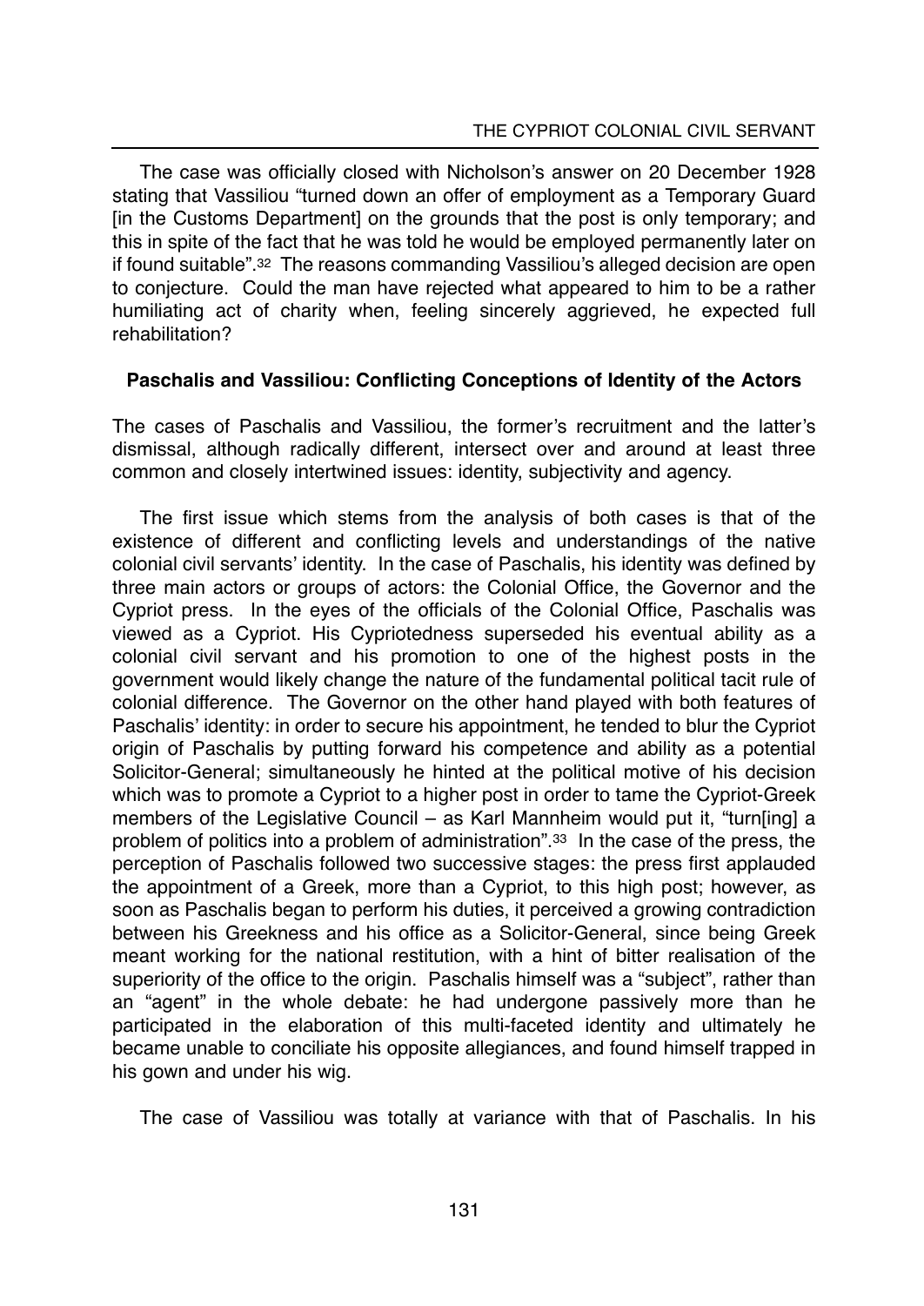The case was officially closed with Nicholson's answer on 20 December 1928 stating that Vassiliou "turned down an offer of employment as a Temporary Guard [in the Customs Department] on the grounds that the post is only temporary; and this in spite of the fact that he was told he would be employed permanently later on if found suitable".[32] The reasons commanding Vassiliou's alleged decision are open to conjecture. Could the man have rejected what appeared to him to be a rather humiliating act of charity when, feeling sincerely aggrieved, he expected full rehabilitation?

**Paschalis and Vassiliou: Conflicting Conceptions of Identity of the Actors**

The cases of Paschalis and Vassiliou, the former's recruitment and the latter's dismissal, although radically different, intersect over and around at least three common and closely intertwined issues: identity, subjectivity and agency.

The first issue which stems from the analysis of both cases is that of the existence of different and conflicting levels and understandings of the native colonial civil servants' identity. In the case of Paschalis, his identity was defined by three main actors or groups of actors: the Colonial Office, the Governor and the Cypriot press. In the eyes of the officials of the Colonial Office, Paschalis was viewed as a Cypriot. His Cypriotedness superseded his eventual ability as a colonial civil servant and his promotion to one of the highest posts in the government would likely change the nature of the fundamental political tacit rule of colonial difference. The Governor on the other hand played with both features of Paschalis' identity: in order to secure his appointment, he tended to blur the Cypriot origin of Paschalis by putting forward his competence and ability as a potential Solicitor-General; simultaneously he hinted at the political motive of his decision which was to promote a Cypriot to a higher post in order to tame the Cypriot-Greek members of the Legislative Council – as Karl Mannheim would put it, "turn[ing] a problem of politics into a problem of administration".[33] In the case of the press, the perception of Paschalis followed two successive stages: the press first applauded the appointment of a Greek, more than a Cypriot, to this high post; however, as soon as Paschalis began to perform his duties, it perceived a growing contradiction between his Greekness and his office as a Solicitor-General, since being Greek meant working for the national restitution, with a hint of bitter realisation of the superiority of the office to the origin. Paschalis himself was a "subject", rather than an "agent" in the whole debate: he had undergone passively more than he participated in the elaboration of this multi-faceted identity and ultimately he became unable to conciliate his opposite allegiances, and found himself trapped in his gown and under his wig.

The case of Vassiliou was totally at variance with that of Paschalis. In his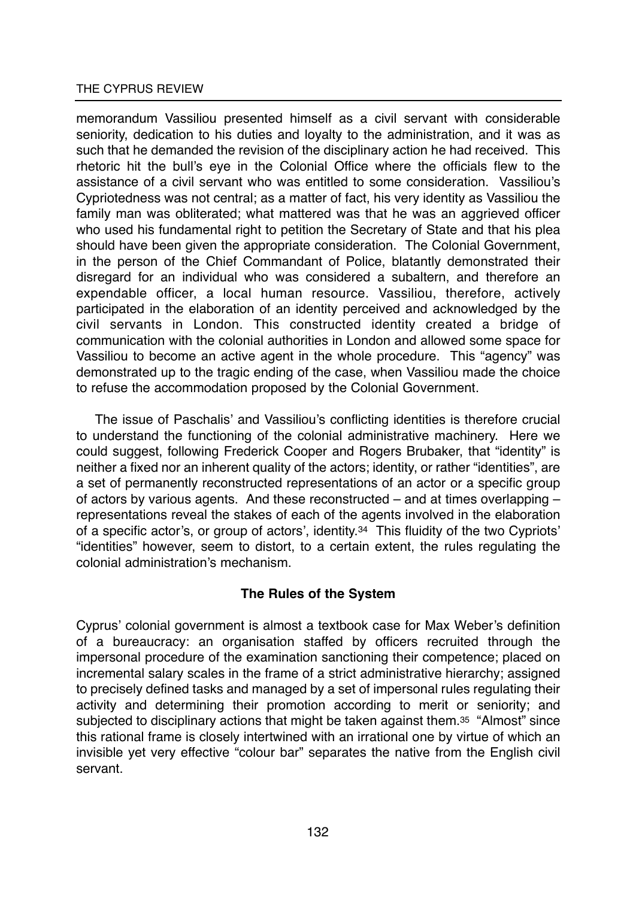memorandum Vassiliou presented himself as a civil servant with considerable seniority, dedication to his duties and loyalty to the administration, and it was as such that he demanded the revision of the disciplinary action he had received. This rhetoric hit the bull's eye in the Colonial Office where the officials flew to the assistance of a civil servant who was entitled to some consideration. Vassiliou's Cypriotedness was not central; as a matter of fact, his very identity as Vassiliou the family man was obliterated; what mattered was that he was an aggrieved officer who used his fundamental right to petition the Secretary of State and that his plea should have been given the appropriate consideration. The Colonial Government, in the person of the Chief Commandant of Police, blatantly demonstrated their disregard for an individual who was considered a subaltern, and therefore an expendable officer, a local human resource. Vassiliou, therefore, actively participated in the elaboration of an identity perceived and acknowledged by the civil servants in London. This constructed identity created a bridge of communication with the colonial authorities in London and allowed some space for Vassiliou to become an active agent in the whole procedure. This "agency" was demonstrated up to the tragic ending of the case, when Vassiliou made the choice to refuse the accommodation proposed by the Colonial Government.

The issue of Paschalis' and Vassiliou's conflicting identities is therefore crucial to understand the functioning of the colonial administrative machinery. Here we could suggest, following Frederick Cooper and Rogers Brubaker, that "identity" is neither a fixed nor an inherent quality of the actors; identity, or rather "identities", are a set of permanently reconstructed representations of an actor or a specific group of actors by various agents. And these reconstructed – and at times overlapping – representations reveal the stakes of each of the agents involved in the elaboration of a specific actor's, or group of actors', identity.[34] This fluidity of the two Cypriots' "identities" however, seem to distort, to a certain extent, the rules regulating the colonial administration's mechanism.

### The Rules of the System

Cyprus' colonial government is almost a textbook case for Max Weber's definition of a bureaucracy: an organisation staffed by officers recruited through the impersonal procedure of the examination sanctioning their competence; placed on incremental salary scales in the frame of a strict administrative hierarchy; assigned to precisely defined tasks and managed by a set of impersonal rules regulating their activity and determining their promotion according to merit or seniority; and subjected to disciplinary actions that might be taken against them.[35] "Almost" since this rational frame is closely intertwined with an irrational one by virtue of which an invisible yet very effective "colour bar" separates the native from the English civil servant.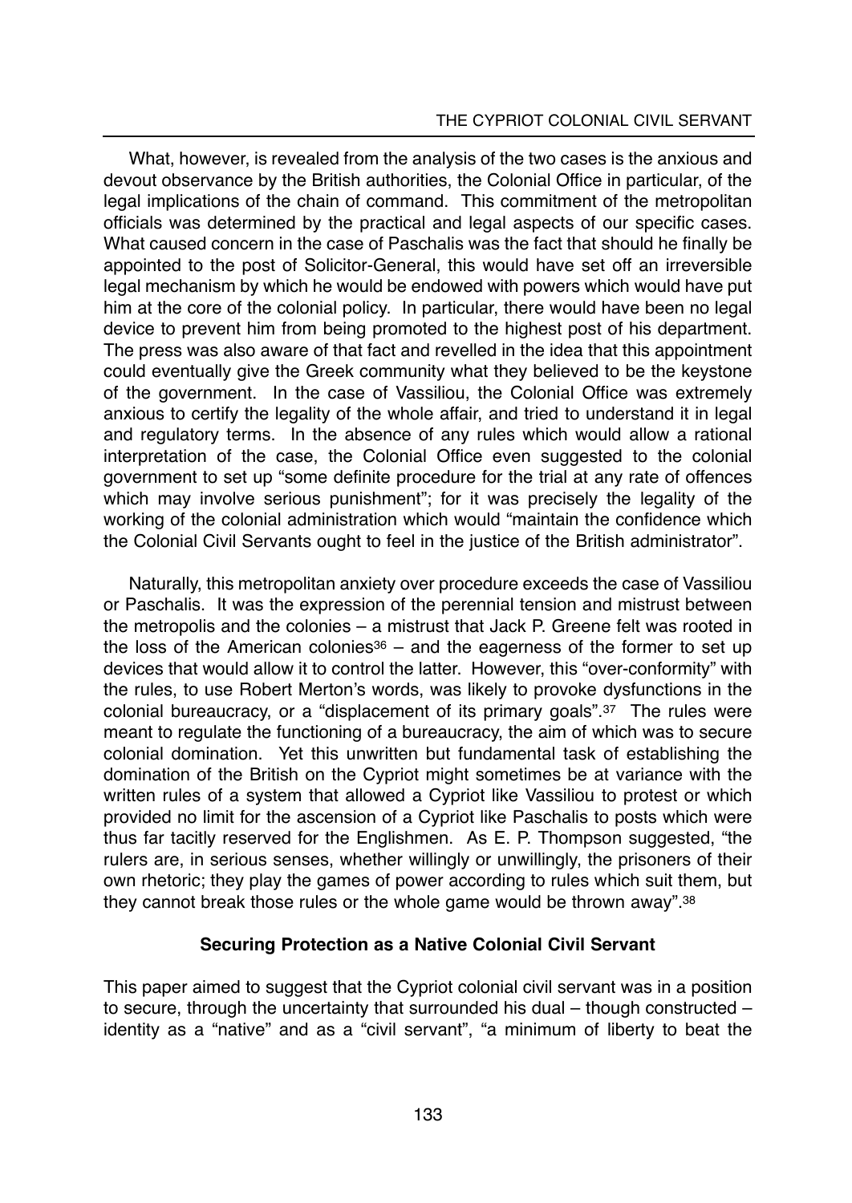What, however, is revealed from the analysis of the two cases is the anxious and devout observance by the British authorities, the Colonial Office in particular, of the legal implications of the chain of command. This commitment of the metropolitan officials was determined by the practical and legal aspects of our specific cases. What caused concern in the case of Paschalis was the fact that should he finally be appointed to the post of Solicitor-General, this would have set off an irreversible legal mechanism by which he would be endowed with powers which would have put him at the core of the colonial policy. In particular, there would have been no legal device to prevent him from being promoted to the highest post of his department. The press was also aware of that fact and revelled in the idea that this appointment could eventually give the Greek community what they believed to be the keystone of the government. In the case of Vassiliou, the Colonial Office was extremely anxious to certify the legality of the whole affair, and tried to understand it in legal and regulatory terms. In the absence of any rules which would allow a rational interpretation of the case, the Colonial Office even suggested to the colonial government to set up "some definite procedure for the trial at any rate of offences which may involve serious punishment"; for it was precisely the legality of the working of the colonial administration which would "maintain the confidence which the Colonial Civil Servants ought to feel in the justice of the British administrator".

Naturally, this metropolitan anxiety over procedure exceeds the case of Vassiliou or Paschalis. It was the expression of the perennial tension and mistrust between the metropolis and the colonies – a mistrust that Jack P. Greene felt was rooted in the loss of the American colonies[36] – and the eagerness of the former to set up devices that would allow it to control the latter. However, this "over-conformity" with the rules, to use Robert Merton's words, was likely to provoke dysfunctions in the colonial bureaucracy, or a "displacement of its primary goals".[37] The rules were meant to regulate the functioning of a bureaucracy, the aim of which was to secure colonial domination. Yet this unwritten but fundamental task of establishing the domination of the British on the Cypriot might sometimes be at variance with the written rules of a system that allowed a Cypriot like Vassiliou to protest or which provided no limit for the ascension of a Cypriot like Paschalis to posts which were thus far tacitly reserved for the Englishmen. As E. P. Thompson suggested, "the rulers are, in serious senses, whether willingly or unwillingly, the prisoners of their own rhetoric; they play the games of power according to rules which suit them, but they cannot break those rules or the whole game would be thrown away".[38]

## Securing Protection as a Native Colonial Civil Servant

This paper aimed to suggest that the Cypriot colonial civil servant was in a position to secure, through the uncertainty that surrounded his dual – though constructed – identity as a "native" and as a "civil servant", "a minimum of liberty to beat the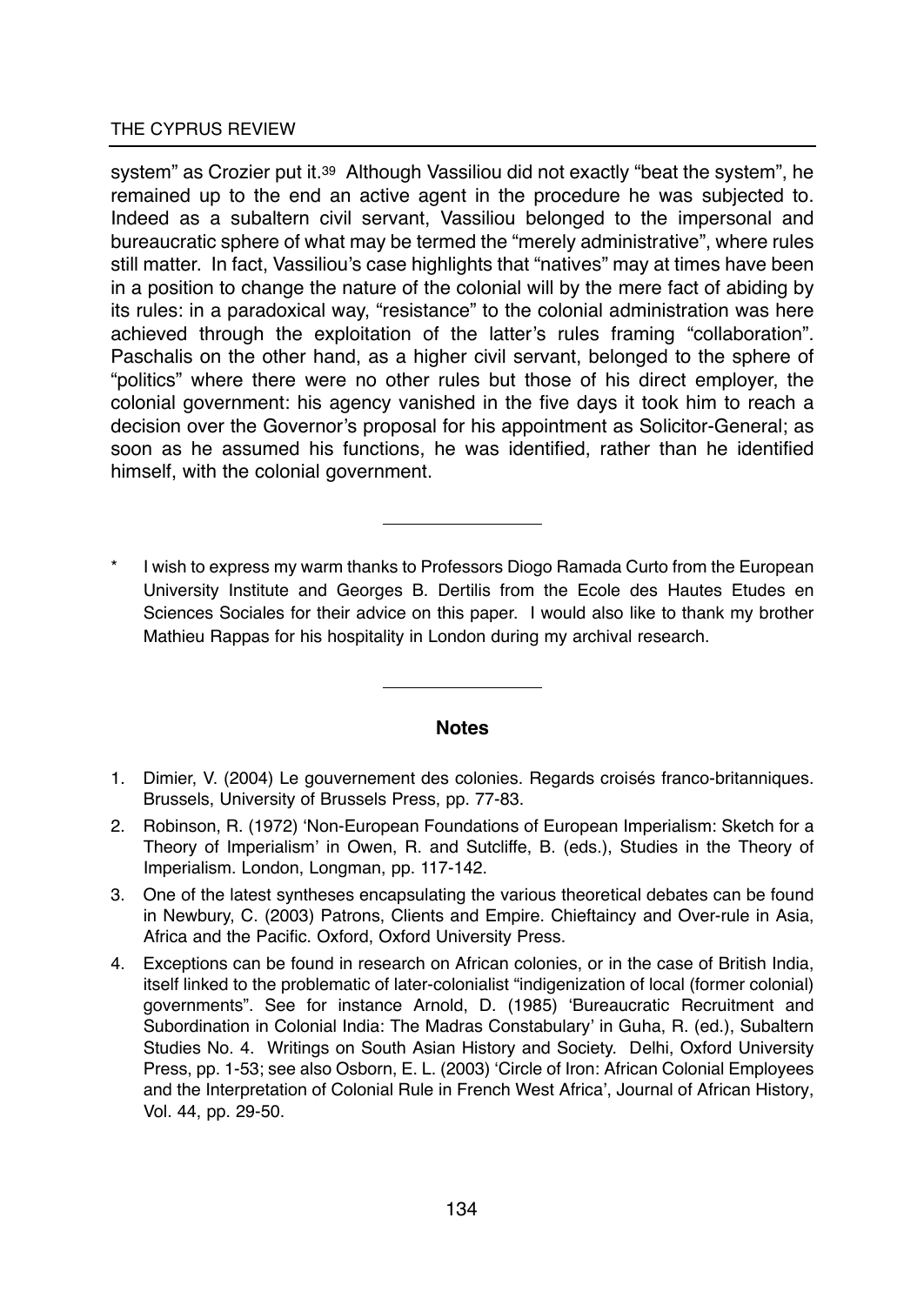system" as Crozier put it.[39] Although Vassiliou did not exactly "beat the system", he remained up to the end an active agent in the procedure he was subjected to. Indeed as a subaltern civil servant, Vassiliou belonged to the impersonal and bureaucratic sphere of what may be termed the "merely administrative", where rules still matter. In fact, Vassiliou's case highlights that "natives" may at times have been in a position to change the nature of the colonial will by the mere fact of abiding by its rules: in a paradoxical way, "resistance" to the colonial administration was here achieved through the exploitation of the latter's rules framing "collaboration". Paschalis on the other hand, as a higher civil servant, belonged to the sphere of "politics" where there were no other rules but those of his direct employer, the colonial government: his agency vanished in the five days it took him to reach a decision over the Governor's proposal for his appointment as Solicitor-General; as soon as he assumed his functions, he was identified, rather than he identified himself, with the colonial government.

---

\* I wish to express my warm thanks to Professors Diogo Ramada Curto from the European University Institute and Georges B. Dertilis from the Ecole des Hautes Etudes en Sciences Sociales for their advice on this paper. I would also like to thank my brother Mathieu Rappas for his hospitality in London during my archival research.

---

**Notes**

1. Dimier, V. (2004) Le gouvernement des colonies. Regards croisés franco-britanniques. Brussels, University of Brussels Press, pp. 77-83.
2. Robinson, R. (1972) 'Non-European Foundations of European Imperialism: Sketch for a Theory of Imperialism' in Owen, R. and Sutcliffe, B. (eds.), Studies in the Theory of Imperialism. London, Longman, pp. 117-142.
3. One of the latest syntheses encapsulating the various theoretical debates can be found in Newbury, C. (2003) Patrons, Clients and Empire. Chieftaincy and Over-rule in Asia, Africa and the Pacific. Oxford, Oxford University Press.
4. Exceptions can be found in research on African colonies, or in the case of British India, itself linked to the problematic of later-colonialist "indigenization of local (former colonial) governments". See for instance Arnold, D. (1985) 'Bureaucratic Recruitment and Subordination in Colonial India: The Madras Constabulary' in Guha, R. (ed.), Subaltern Studies No. 4. Writings on South Asian History and Society. Delhi, Oxford University Press, pp. 1-53; see also Osborn, E. L. (2003) 'Circle of Iron: African Colonial Employees and the Interpretation of Colonial Rule in French West Africa', Journal of African History, Vol. 44, pp. 29-50.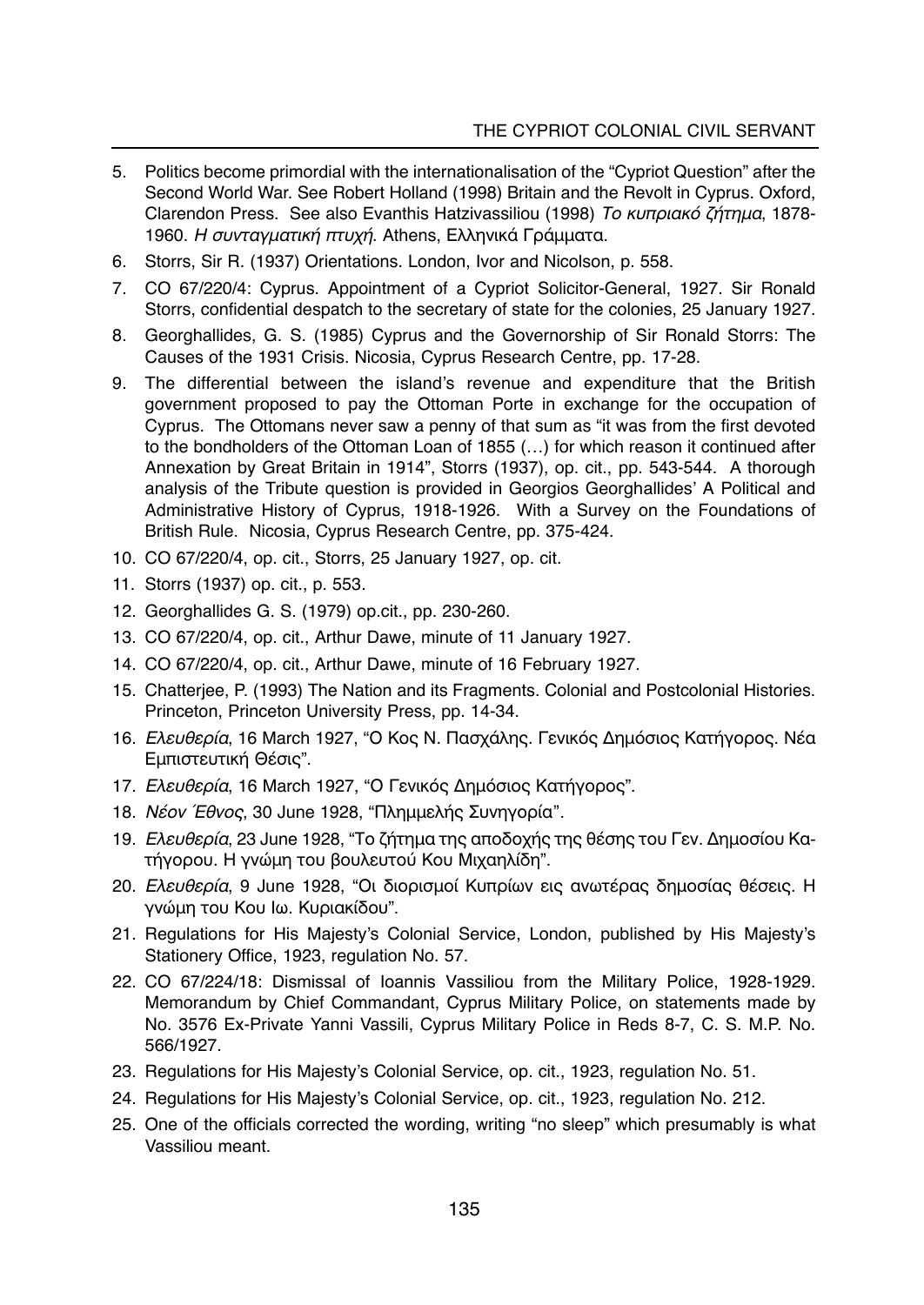5. Politics become primordial with the internationalisation of the "Cypriot Question" after the Second World War. See Robert Holland (1998) Britain and the Revolt in Cyprus. Oxford, Clarendon Press. See also Evanthis Hatzivassiliou (1998) *Το κυπριακό ζήτημα*, 1878-1960. *Η συνταγματική πτυχή*. Athens, Ελληνικά Γράμματα.
6. Storrs, Sir R. (1937) Orientations. London, Ivor and Nicolson, p. 558.
7. CO 67/220/4: Cyprus. Appointment of a Cypriot Solicitor-General, 1927. Sir Ronald Storrs, confidential despatch to the secretary of state for the colonies, 25 January 1927.
8. Georghallides, G. S. (1985) Cyprus and the Governorship of Sir Ronald Storrs: The Causes of the 1931 Crisis. Nicosia, Cyprus Research Centre, pp. 17-28.
9. The differential between the island's revenue and expenditure that the British government proposed to pay the Ottoman Porte in exchange for the occupation of Cyprus. The Ottomans never saw a penny of that sum as "it was from the first devoted to the bondholders of the Ottoman Loan of 1855 (…) for which reason it continued after Annexation by Great Britain in 1914", Storrs (1937), op. cit., pp. 543-544. A thorough analysis of the Tribute question is provided in Georgios Georghallides' A Political and Administrative History of Cyprus, 1918-1926. With a Survey on the Foundations of British Rule. Nicosia, Cyprus Research Centre, pp. 375-424.
10. CO 67/220/4, op. cit., Storrs, 25 January 1927, op. cit.
11. Storrs (1937) op. cit., p. 553.
12. Georghallides G. S. (1979) op.cit., pp. 230-260.
13. CO 67/220/4, op. cit., Arthur Dawe, minute of 11 January 1927.
14. CO 67/220/4, op. cit., Arthur Dawe, minute of 16 February 1927.
15. Chatterjee, P. (1993) The Nation and its Fragments. Colonial and Postcolonial Histories. Princeton, Princeton University Press, pp. 14-34.
16. *Ελευθερία*, 16 March 1927, "Ο Κος Ν. Πασχάλης. Γενικός Δημόσιος Κατήγορος. Νέα Εμπιστευτική Θέσις".
17. *Ελευθερία*, 16 March 1927, "Ο Γενικός Δημόσιος Κατήγορος".
18. *Νέον Έθνος*, 30 June 1928, "Πλημμελής Συνηγορία".
19. *Ελευθερία*, 23 June 1928, "Το ζήτημα της αποδοχής της θέσης του Γεν. Δημοσίου Κατήγορου. Η γνώμη του βουλευτού Κου Μιχαηλίδη".
20. *Ελευθερία*, 9 June 1928, "Οι διορισμοί Κυπρίων εις ανωτέρας δημοσίας θέσεις. Η γνώμη του Κου Ιω. Κυριακίδου".
21. Regulations for His Majesty's Colonial Service, London, published by His Majesty's Stationery Office, 1923, regulation No. 57.
22. CO 67/224/18: Dismissal of Ioannis Vassiliou from the Military Police, 1928-1929. Memorandum by Chief Commandant, Cyprus Military Police, on statements made by No. 3576 Ex-Private Yanni Vassili, Cyprus Military Police in Reds 8-7, C. S. M.P. No. 566/1927.
23. Regulations for His Majesty's Colonial Service, op. cit., 1923, regulation No. 51.
24. Regulations for His Majesty's Colonial Service, op. cit., 1923, regulation No. 212.
25. One of the officials corrected the wording, writing "no sleep" which presumably is what Vassiliou meant.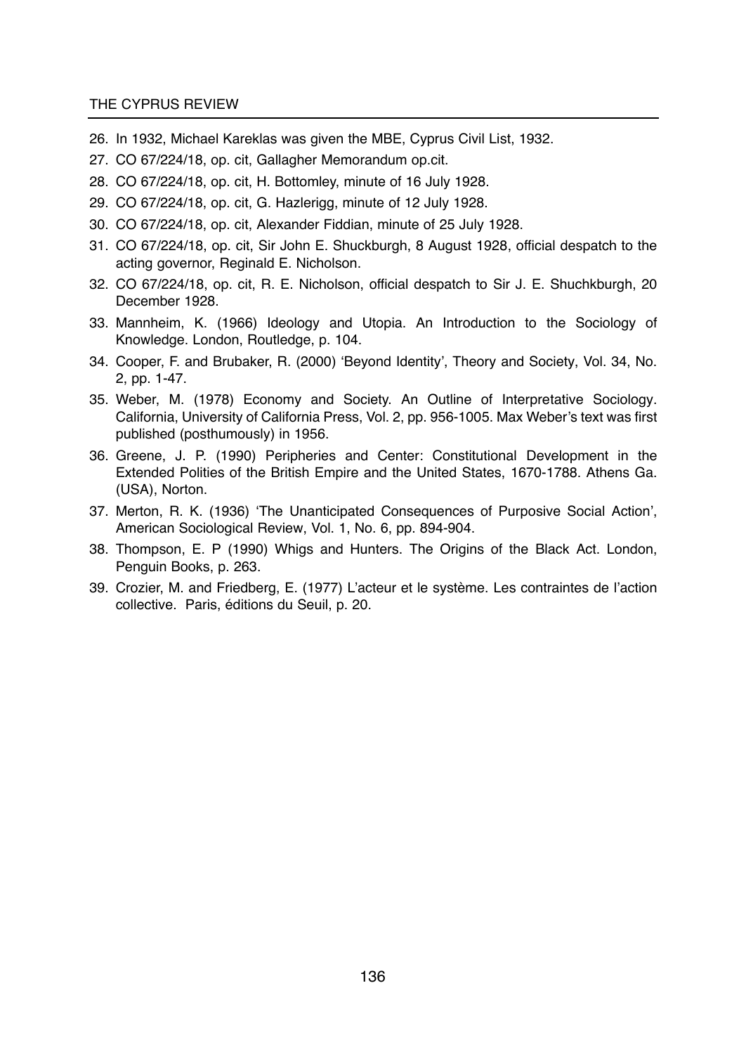26. In 1932, Michael Kareklas was given the MBE, Cyprus Civil List, 1932.
27. CO 67/224/18, op. cit, Gallagher Memorandum op.cit.
28. CO 67/224/18, op. cit, H. Bottomley, minute of 16 July 1928.
29. CO 67/224/18, op. cit, G. Hazlerigg, minute of 12 July 1928.
30. CO 67/224/18, op. cit, Alexander Fiddian, minute of 25 July 1928.
31. CO 67/224/18, op. cit, Sir John E. Shuckburgh, 8 August 1928, official despatch to the acting governor, Reginald E. Nicholson.
32. CO 67/224/18, op. cit, R. E. Nicholson, official despatch to Sir J. E. Shuchkburgh, 20 December 1928.
33. Mannheim, K. (1966) Ideology and Utopia. An Introduction to the Sociology of Knowledge. London, Routledge, p. 104.
34. Cooper, F. and Brubaker, R. (2000) 'Beyond Identity', Theory and Society, Vol. 34, No. 2, pp. 1-47.
35. Weber, M. (1978) Economy and Society. An Outline of Interpretative Sociology. California, University of California Press, Vol. 2, pp. 956-1005. Max Weber's text was first published (posthumously) in 1956.
36. Greene, J. P. (1990) Peripheries and Center: Constitutional Development in the Extended Polities of the British Empire and the United States, 1670-1788. Athens Ga. (USA), Norton.
37. Merton, R. K. (1936) 'The Unanticipated Consequences of Purposive Social Action', American Sociological Review, Vol. 1, No. 6, pp. 894-904.
38. Thompson, E. P (1990) Whigs and Hunters. The Origins of the Black Act. London, Penguin Books, p. 263.
39. Crozier, M. and Friedberg, E. (1977) L'acteur et le système. Les contraintes de l'action collective. Paris, éditions du Seuil, p. 20.